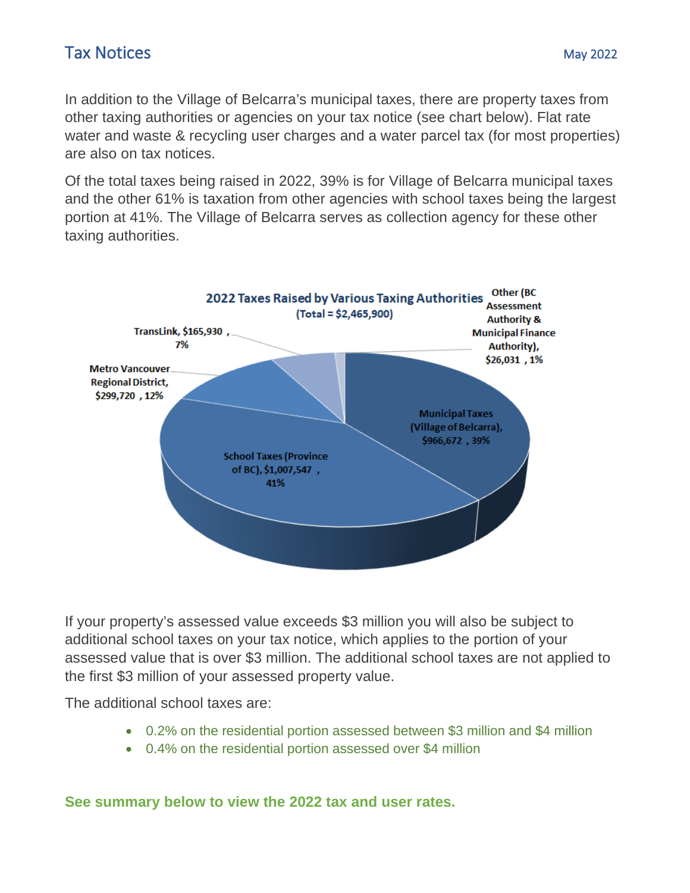## Tax Notices

May 2022

In addition to the Village of Belcarra's municipal taxes, there are property taxes from other taxing authorities or agencies on your tax notice (see chart below). Flat rate water and waste & recycling user charges and a water parcel tax (for most properties) are also on tax notices.

Of the total taxes being raised in 2022, 39% is for Village of Belcarra municipal taxes and the other 61% is taxation from other agencies with school taxes being the largest portion at 41%. The Village of Belcarra serves as collection agency for these other taxing authorities.

**2022 Taxes Raised by Various Taxing Authorities**
**(Total = $2,465,900)**

- Municipal Taxes (Village of Belcarra), $966,672 , 39%
- School Taxes (Province of BC), $1,007,547 , 41%
- Metro Vancouver Regional District, $299,720 , 12%
- TransLink, $165,930 , 7%
- Other (BC Assessment Authority & Municipal Finance Authority), $26,031 , 1%

If your property's assessed value exceeds $3 million you will also be subject to additional school taxes on your tax notice, which applies to the portion of your assessed value that is over $3 million. The additional school taxes are not applied to the first $3 million of your assessed property value.

The additional school taxes are:

- 0.2% on the residential portion assessed between $3 million and $4 million
- 0.4% on the residential portion assessed over $4 million

**See summary below to view the 2022 tax and user rates.**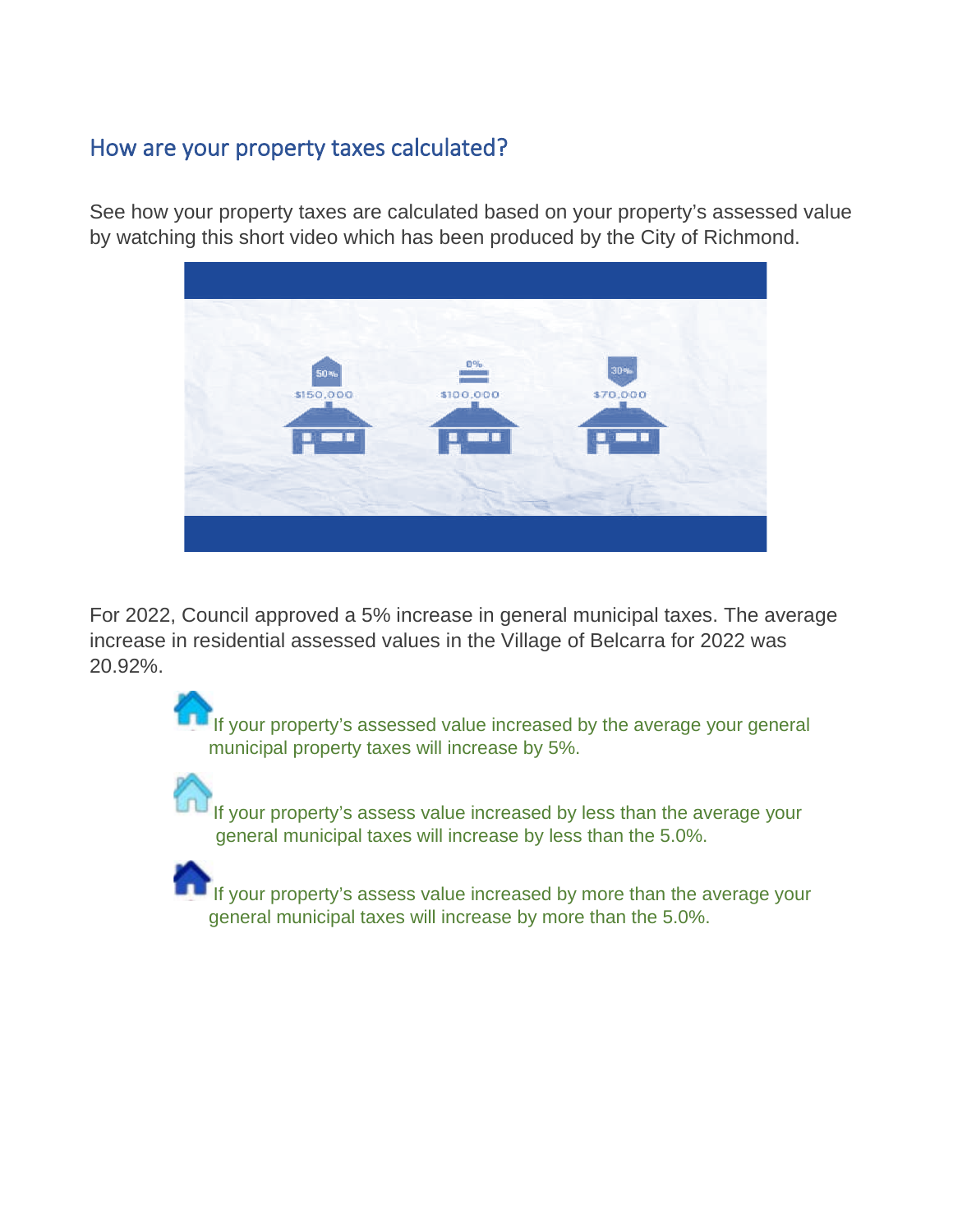## How are your property taxes calculated?

See how your property taxes are calculated based on your property's assessed value by watching this short video which has been produced by the City of Richmond.

For 2022, Council approved a 5% increase in general municipal taxes. The average increase in residential assessed values in the Village of Belcarra for 2022 was 20.92%.

- If your property's assessed value increased by the average your general municipal property taxes will increase by 5%.
- If your property's assess value increased by less than the average your general municipal taxes will increase by less than the 5.0%.
- If your property's assess value increased by more than the average your general municipal taxes will increase by more than the 5.0%.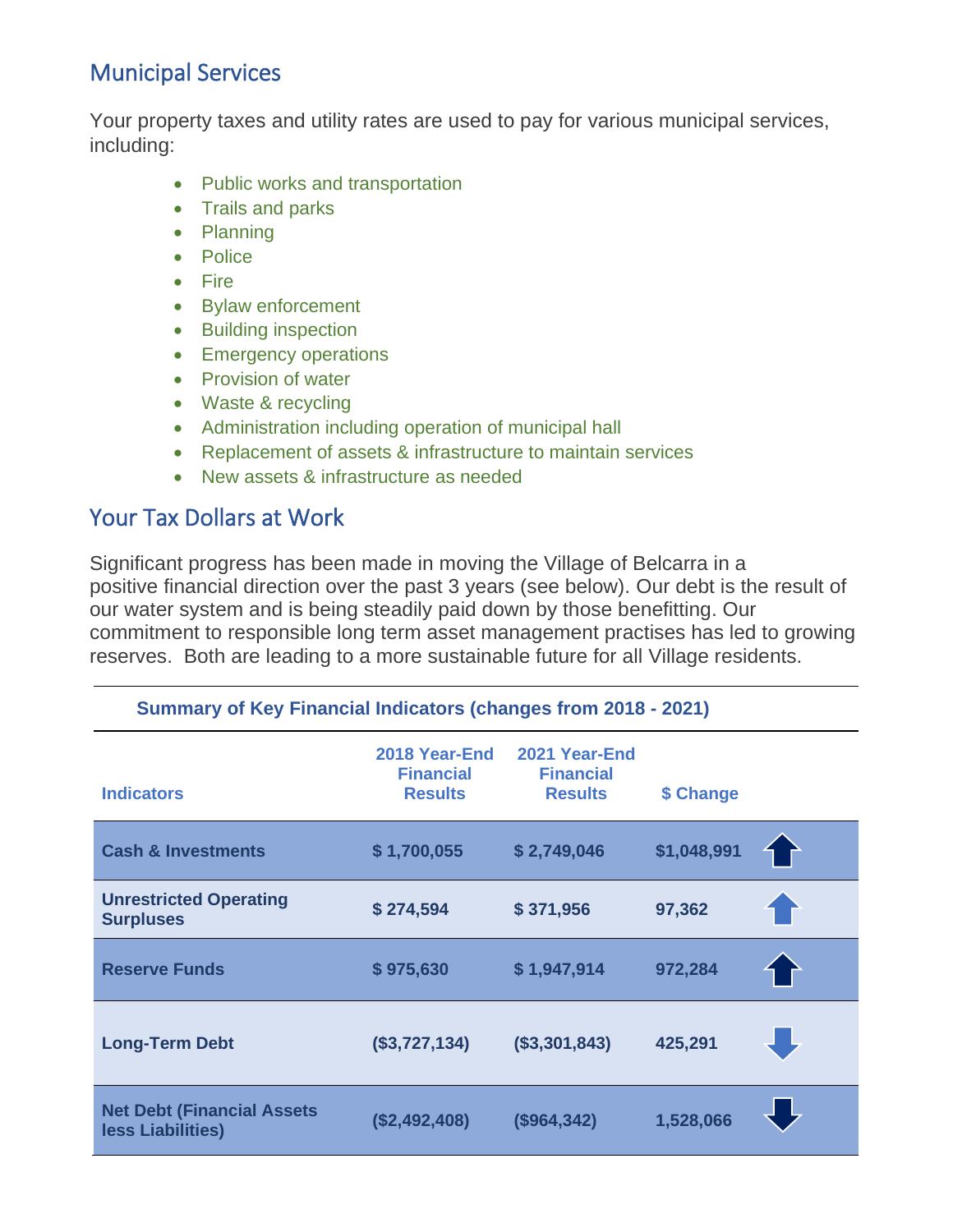## Municipal Services

Your property taxes and utility rates are used to pay for various municipal services, including:

- Public works and transportation
- Trails and parks
- Planning
- Police
- Fire
- Bylaw enforcement
- Building inspection
- Emergency operations
- Provision of water
- Waste & recycling
- Administration including operation of municipal hall
- Replacement of assets & infrastructure to maintain services
- New assets & infrastructure as needed

## Your Tax Dollars at Work

Significant progress has been made in moving the Village of Belcarra in a positive financial direction over the past 3 years (see below). Our debt is the result of our water system and is being steadily paid down by those benefitting. Our commitment to responsible long term asset management practises has led to growing reserves. Both are leading to a more sustainable future for all Village residents.

**Summary of Key Financial Indicators (changes from 2018 - 2021)**

| Indicators | 2018 Year-End Financial Results | 2021 Year-End Financial Results | $ Change | |
|---|---|---|---|---|
| **Cash & Investments** | **$ 1,700,055** | **$ 2,749,046** | **$1,048,991** | ↑ |
| **Unrestricted Operating Surpluses** | **$ 274,594** | **$ 371,956** | **97,362** | ↑ |
| **Reserve Funds** | **$ 975,630** | **$ 1,947,914** | **972,284** | ↑ |
| **Long-Term Debt** | **($3,727,134)** | **($3,301,843)** | **425,291** | ↓ |
| **Net Debt (Financial Assets less Liabilities)** | **($2,492,408)** | **($964,342)** | **1,528,066** | ↓ |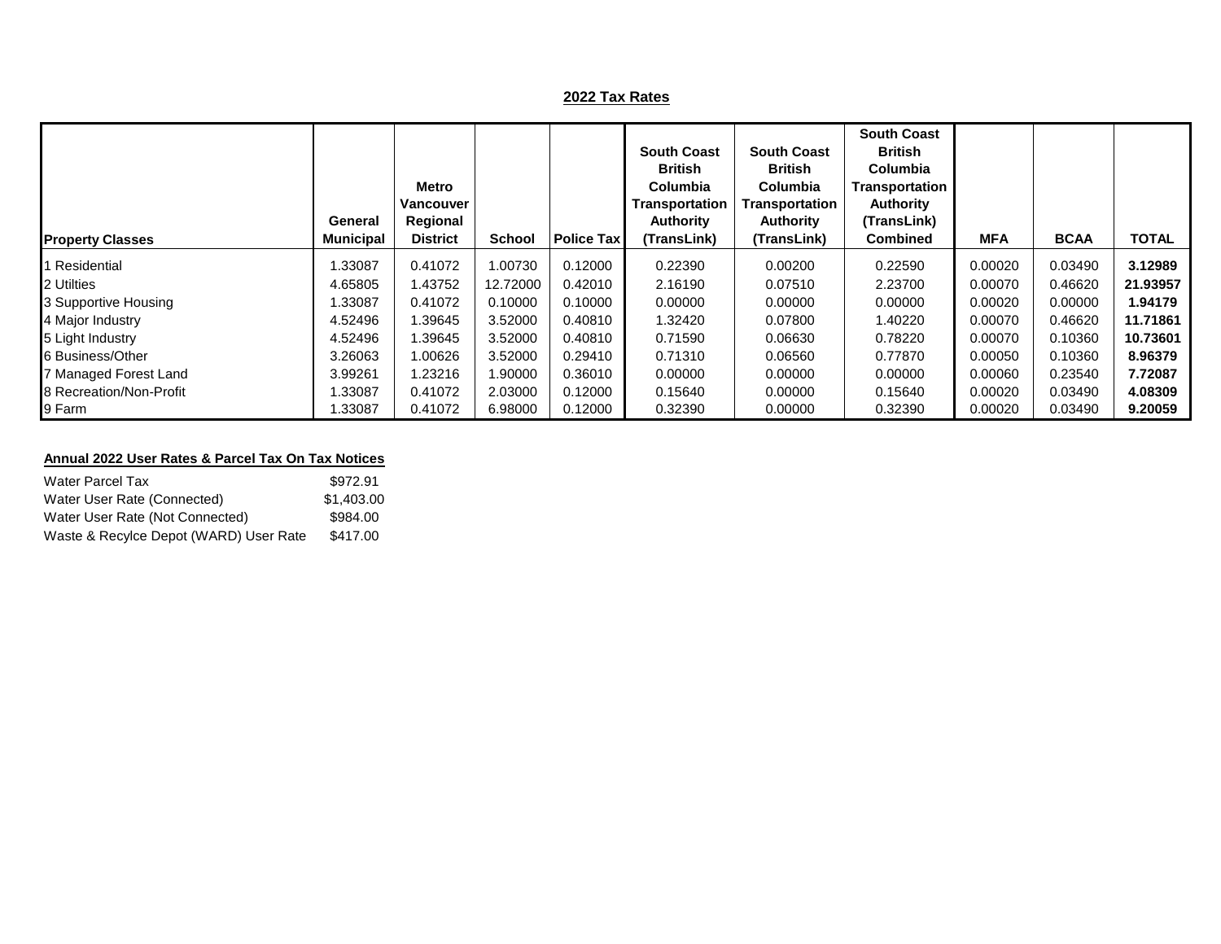## 2022 Tax Rates

| Property Classes | General Municipal | Metro Vancouver Regional District | School | Police Tax | South Coast British Columbia Transportation Authority (TransLink) | South Coast British Columbia Transportation Authority (TransLink) | South Coast British Columbia Transportation Authority (TransLink) Combined | MFA | BCAA | TOTAL |
|---|---|---|---|---|---|---|---|---|---|---|
| 1 Residential | 1.33087 | 0.41072 | 1.00730 | 0.12000 | 0.22390 | 0.00200 | 0.22590 | 0.00020 | 0.03490 | **3.12989** |
| 2 Utilties | 4.65805 | 1.43752 | 12.72000 | 0.42010 | 2.16190 | 0.07510 | 2.23700 | 0.00070 | 0.46620 | **21.93957** |
| 3 Supportive Housing | 1.33087 | 0.41072 | 0.10000 | 0.10000 | 0.00000 | 0.00000 | 0.00000 | 0.00020 | 0.00000 | **1.94179** |
| 4 Major Industry | 4.52496 | 1.39645 | 3.52000 | 0.40810 | 1.32420 | 0.07800 | 1.40220 | 0.00070 | 0.46620 | **11.71861** |
| 5 Light Industry | 4.52496 | 1.39645 | 3.52000 | 0.40810 | 0.71590 | 0.06630 | 0.78220 | 0.00070 | 0.10360 | **10.73601** |
| 6 Business/Other | 3.26063 | 1.00626 | 3.52000 | 0.29410 | 0.71310 | 0.06560 | 0.77870 | 0.00050 | 0.10360 | **8.96379** |
| 7 Managed Forest Land | 3.99261 | 1.23216 | 1.90000 | 0.36010 | 0.00000 | 0.00000 | 0.00000 | 0.00060 | 0.23540 | **7.72087** |
| 8 Recreation/Non-Profit | 1.33087 | 0.41072 | 2.03000 | 0.12000 | 0.15640 | 0.00000 | 0.15640 | 0.00020 | 0.03490 | **4.08309** |
| 9 Farm | 1.33087 | 0.41072 | 6.98000 | 0.12000 | 0.32390 | 0.00000 | 0.32390 | 0.00020 | 0.03490 | **9.20059** |

### Annual 2022 User Rates & Parcel Tax On Tax Notices

| | |
|---|---|
| Water Parcel Tax | $972.91 |
| Water User Rate (Connected) | $1,403.00 |
| Water User Rate (Not Connected) | $984.00 |
| Waste & Recylce Depot (WARD) User Rate | $417.00 |